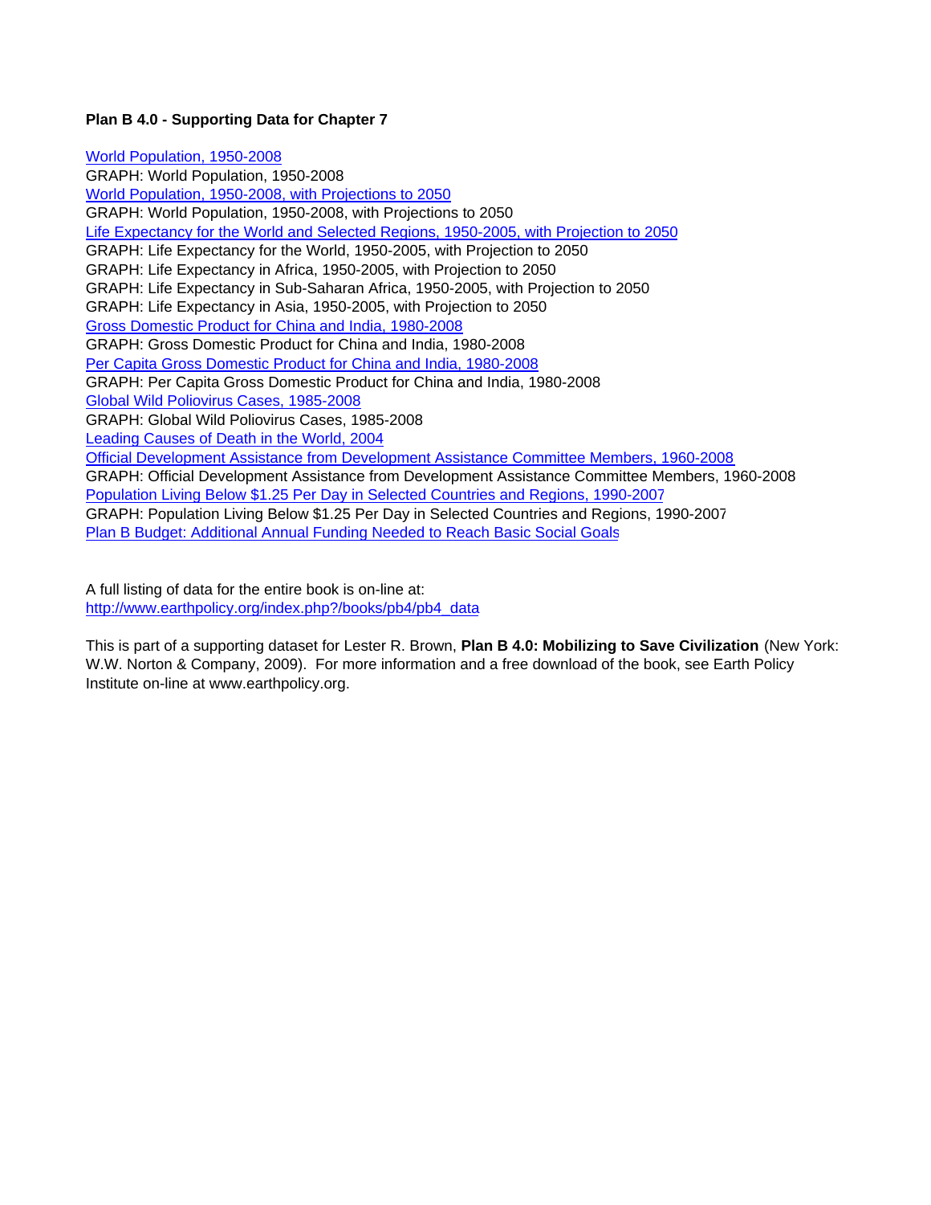**Plan B 4.0 - Supporting Data for Chapter 7**

World Population, 1950-2008
GRAPH: World Population, 1950-2008
World Population, 1950-2008, with Projections to 2050
GRAPH: World Population, 1950-2008, with Projections to 2050
Life Expectancy for the World and Selected Regions, 1950-2005, with Projection to 2050
GRAPH: Life Expectancy for the World, 1950-2005, with Projection to 2050
GRAPH: Life Expectancy in Africa, 1950-2005, with Projection to 2050
GRAPH: Life Expectancy in Sub-Saharan Africa, 1950-2005, with Projection to 2050
GRAPH: Life Expectancy in Asia, 1950-2005, with Projection to 2050
Gross Domestic Product for China and India, 1980-2008
GRAPH: Gross Domestic Product for China and India, 1980-2008
Per Capita Gross Domestic Product for China and India, 1980-2008
GRAPH: Per Capita Gross Domestic Product for China and India, 1980-2008
Global Wild Poliovirus Cases, 1985-2008
GRAPH: Global Wild Poliovirus Cases, 1985-2008
Leading Causes of Death in the World, 2004
Official Development Assistance from Development Assistance Committee Members, 1960-2008
GRAPH: Official Development Assistance from Development Assistance Committee Members, 1960-2008
Population Living Below $1.25 Per Day in Selected Countries and Regions, 1990-2007
GRAPH: Population Living Below $1.25 Per Day in Selected Countries and Regions, 1990-2007
Plan B Budget: Additional Annual Funding Needed to Reach Basic Social Goals

A full listing of data for the entire book is on-line at:
http://www.earthpolicy.org/index.php?/books/pb4/pb4_data

This is part of a supporting dataset for Lester R. Brown, **Plan B 4.0: Mobilizing to Save Civilization** (New York: W.W. Norton & Company, 2009). For more information and a free download of the book, see Earth Policy Institute on-line at www.earthpolicy.org.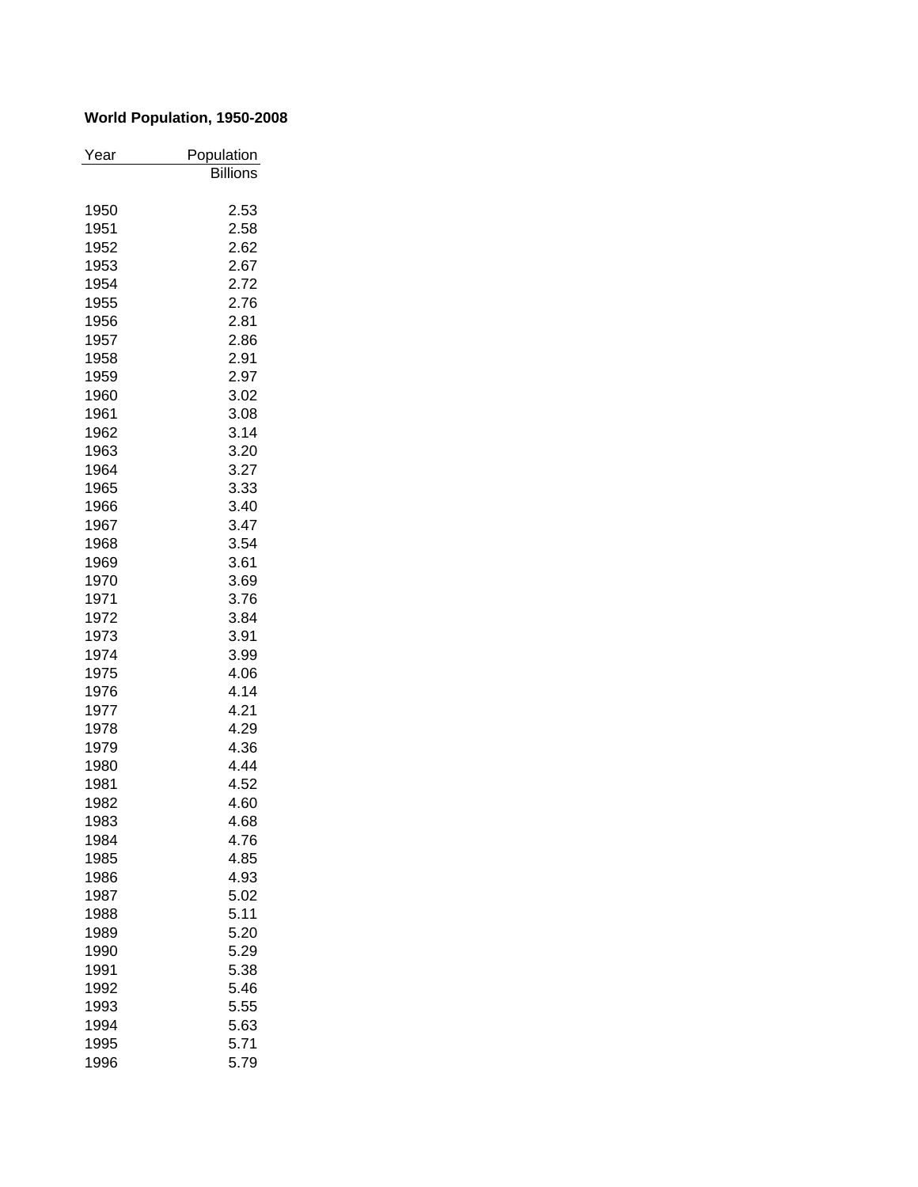**World Population, 1950-2008**

| Year | Population |
| --- | --- |
| | Billions |
| 1950 | 2.53 |
| 1951 | 2.58 |
| 1952 | 2.62 |
| 1953 | 2.67 |
| 1954 | 2.72 |
| 1955 | 2.76 |
| 1956 | 2.81 |
| 1957 | 2.86 |
| 1958 | 2.91 |
| 1959 | 2.97 |
| 1960 | 3.02 |
| 1961 | 3.08 |
| 1962 | 3.14 |
| 1963 | 3.20 |
| 1964 | 3.27 |
| 1965 | 3.33 |
| 1966 | 3.40 |
| 1967 | 3.47 |
| 1968 | 3.54 |
| 1969 | 3.61 |
| 1970 | 3.69 |
| 1971 | 3.76 |
| 1972 | 3.84 |
| 1973 | 3.91 |
| 1974 | 3.99 |
| 1975 | 4.06 |
| 1976 | 4.14 |
| 1977 | 4.21 |
| 1978 | 4.29 |
| 1979 | 4.36 |
| 1980 | 4.44 |
| 1981 | 4.52 |
| 1982 | 4.60 |
| 1983 | 4.68 |
| 1984 | 4.76 |
| 1985 | 4.85 |
| 1986 | 4.93 |
| 1987 | 5.02 |
| 1988 | 5.11 |
| 1989 | 5.20 |
| 1990 | 5.29 |
| 1991 | 5.38 |
| 1992 | 5.46 |
| 1993 | 5.55 |
| 1994 | 5.63 |
| 1995 | 5.71 |
| 1996 | 5.79 |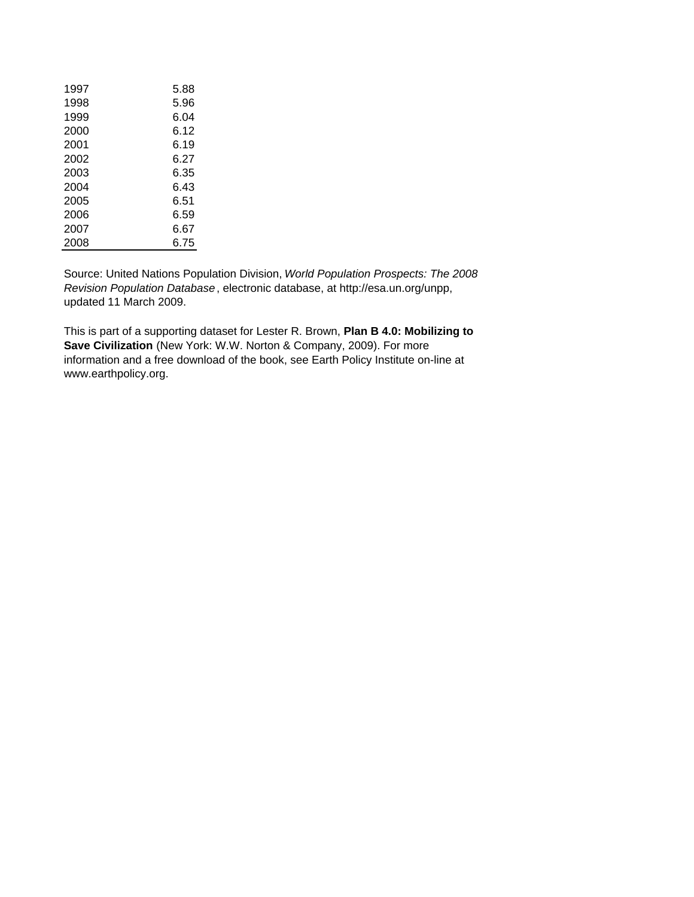| | |
|---|---|
| 1997 | 5.88 |
| 1998 | 5.96 |
| 1999 | 6.04 |
| 2000 | 6.12 |
| 2001 | 6.19 |
| 2002 | 6.27 |
| 2003 | 6.35 |
| 2004 | 6.43 |
| 2005 | 6.51 |
| 2006 | 6.59 |
| 2007 | 6.67 |
| 2008 | 6.75 |

Source: United Nations Population Division, *World Population Prospects: The 2008 Revision Population Database*, electronic database, at http://esa.un.org/unpp, updated 11 March 2009.

This is part of a supporting dataset for Lester R. Brown, **Plan B 4.0: Mobilizing to Save Civilization** (New York: W.W. Norton & Company, 2009). For more information and a free download of the book, see Earth Policy Institute on-line at www.earthpolicy.org.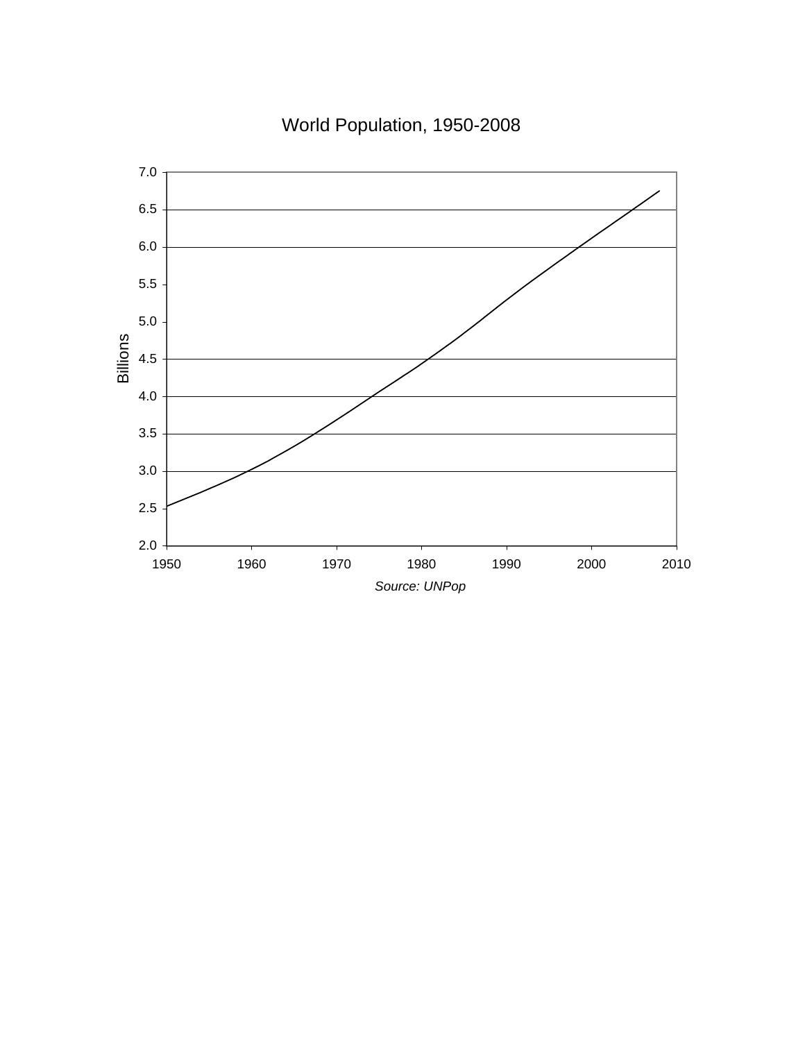World Population, 1950-2008

Billions

Source: UNPop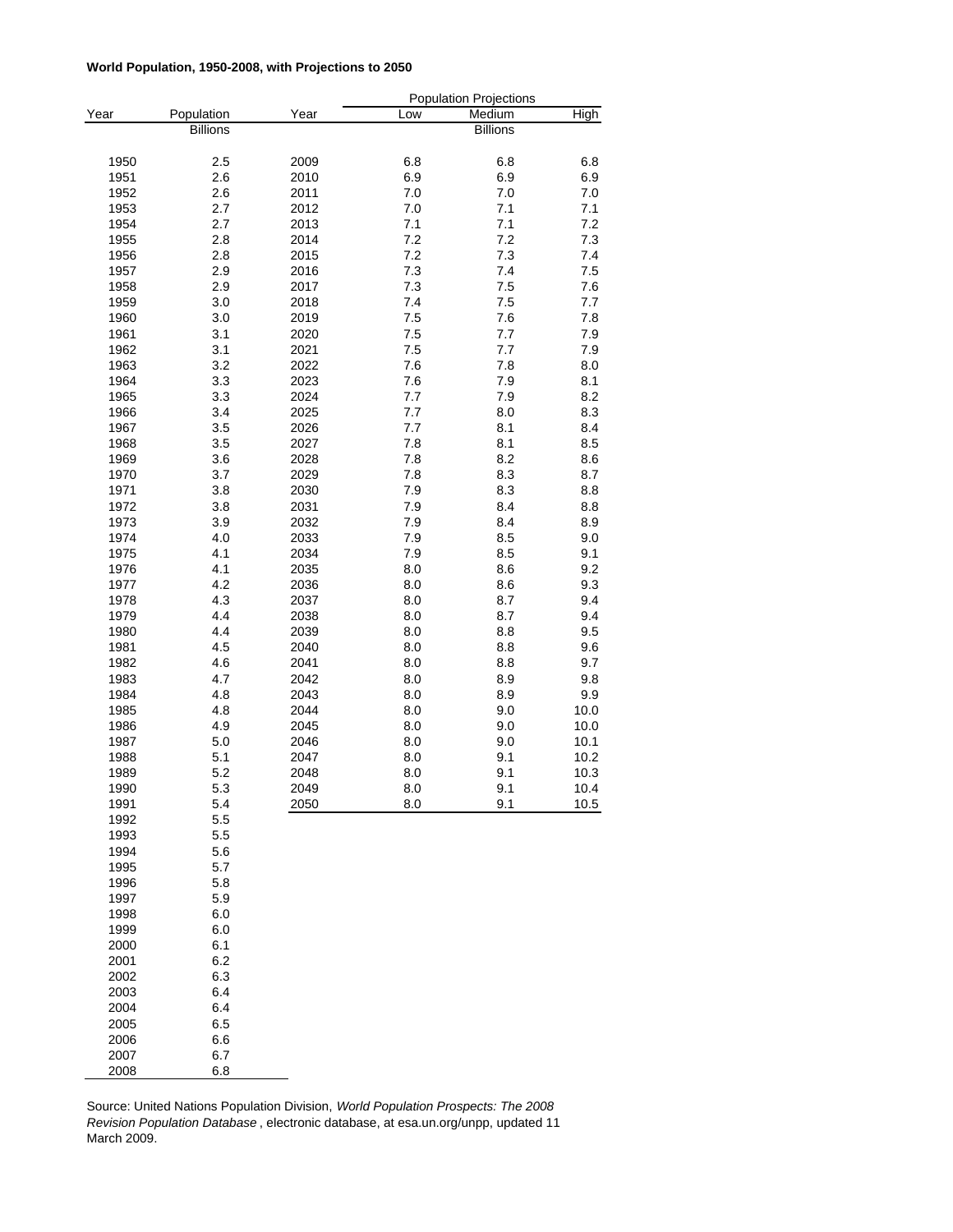**World Population, 1950-2008, with Projections to 2050**

| Year | Population | Year | Population Projections | | |
|---|---|---|---|---|---|
| | | | Low | Medium | High |
| | Billions | | | Billions | |
| 1950 | 2.5 | 2009 | 6.8 | 6.8 | 6.8 |
| 1951 | 2.6 | 2010 | 6.9 | 6.9 | 6.9 |
| 1952 | 2.6 | 2011 | 7.0 | 7.0 | 7.0 |
| 1953 | 2.7 | 2012 | 7.0 | 7.1 | 7.1 |
| 1954 | 2.7 | 2013 | 7.1 | 7.1 | 7.2 |
| 1955 | 2.8 | 2014 | 7.2 | 7.2 | 7.3 |
| 1956 | 2.8 | 2015 | 7.2 | 7.3 | 7.4 |
| 1957 | 2.9 | 2016 | 7.3 | 7.4 | 7.5 |
| 1958 | 2.9 | 2017 | 7.3 | 7.5 | 7.6 |
| 1959 | 3.0 | 2018 | 7.4 | 7.5 | 7.7 |
| 1960 | 3.0 | 2019 | 7.5 | 7.6 | 7.8 |
| 1961 | 3.1 | 2020 | 7.5 | 7.7 | 7.9 |
| 1962 | 3.1 | 2021 | 7.5 | 7.7 | 7.9 |
| 1963 | 3.2 | 2022 | 7.6 | 7.8 | 8.0 |
| 1964 | 3.3 | 2023 | 7.6 | 7.9 | 8.1 |
| 1965 | 3.3 | 2024 | 7.7 | 7.9 | 8.2 |
| 1966 | 3.4 | 2025 | 7.7 | 8.0 | 8.3 |
| 1967 | 3.5 | 2026 | 7.7 | 8.1 | 8.4 |
| 1968 | 3.5 | 2027 | 7.8 | 8.1 | 8.5 |
| 1969 | 3.6 | 2028 | 7.8 | 8.2 | 8.6 |
| 1970 | 3.7 | 2029 | 7.8 | 8.3 | 8.7 |
| 1971 | 3.8 | 2030 | 7.9 | 8.3 | 8.8 |
| 1972 | 3.8 | 2031 | 7.9 | 8.4 | 8.8 |
| 1973 | 3.9 | 2032 | 7.9 | 8.4 | 8.9 |
| 1974 | 4.0 | 2033 | 7.9 | 8.5 | 9.0 |
| 1975 | 4.1 | 2034 | 7.9 | 8.5 | 9.1 |
| 1976 | 4.1 | 2035 | 8.0 | 8.6 | 9.2 |
| 1977 | 4.2 | 2036 | 8.0 | 8.6 | 9.3 |
| 1978 | 4.3 | 2037 | 8.0 | 8.7 | 9.4 |
| 1979 | 4.4 | 2038 | 8.0 | 8.7 | 9.4 |
| 1980 | 4.4 | 2039 | 8.0 | 8.8 | 9.5 |
| 1981 | 4.5 | 2040 | 8.0 | 8.8 | 9.6 |
| 1982 | 4.6 | 2041 | 8.0 | 8.8 | 9.7 |
| 1983 | 4.7 | 2042 | 8.0 | 8.9 | 9.8 |
| 1984 | 4.8 | 2043 | 8.0 | 8.9 | 9.9 |
| 1985 | 4.8 | 2044 | 8.0 | 9.0 | 10.0 |
| 1986 | 4.9 | 2045 | 8.0 | 9.0 | 10.0 |
| 1987 | 5.0 | 2046 | 8.0 | 9.0 | 10.1 |
| 1988 | 5.1 | 2047 | 8.0 | 9.1 | 10.2 |
| 1989 | 5.2 | 2048 | 8.0 | 9.1 | 10.3 |
| 1990 | 5.3 | 2049 | 8.0 | 9.1 | 10.4 |
| 1991 | 5.4 | 2050 | 8.0 | 9.1 | 10.5 |
| 1992 | 5.5 | | | | |
| 1993 | 5.5 | | | | |
| 1994 | 5.6 | | | | |
| 1995 | 5.7 | | | | |
| 1996 | 5.8 | | | | |
| 1997 | 5.9 | | | | |
| 1998 | 6.0 | | | | |
| 1999 | 6.0 | | | | |
| 2000 | 6.1 | | | | |
| 2001 | 6.2 | | | | |
| 2002 | 6.3 | | | | |
| 2003 | 6.4 | | | | |
| 2004 | 6.4 | | | | |
| 2005 | 6.5 | | | | |
| 2006 | 6.6 | | | | |
| 2007 | 6.7 | | | | |
| 2008 | 6.8 | | | | |

Source: United Nations Population Division, *World Population Prospects: The 2008 Revision Population Database*, electronic database, at esa.un.org/unpp, updated 11 March 2009.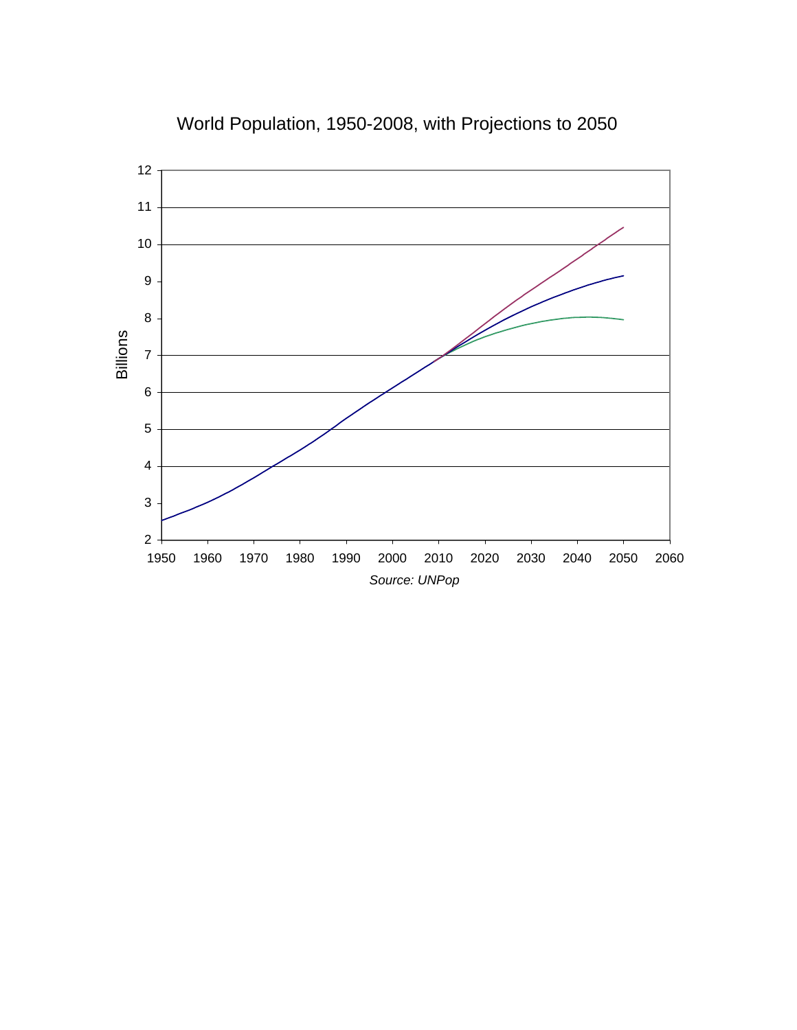World Population, 1950-2008, with Projections to 2050

Billions

Source: UNPop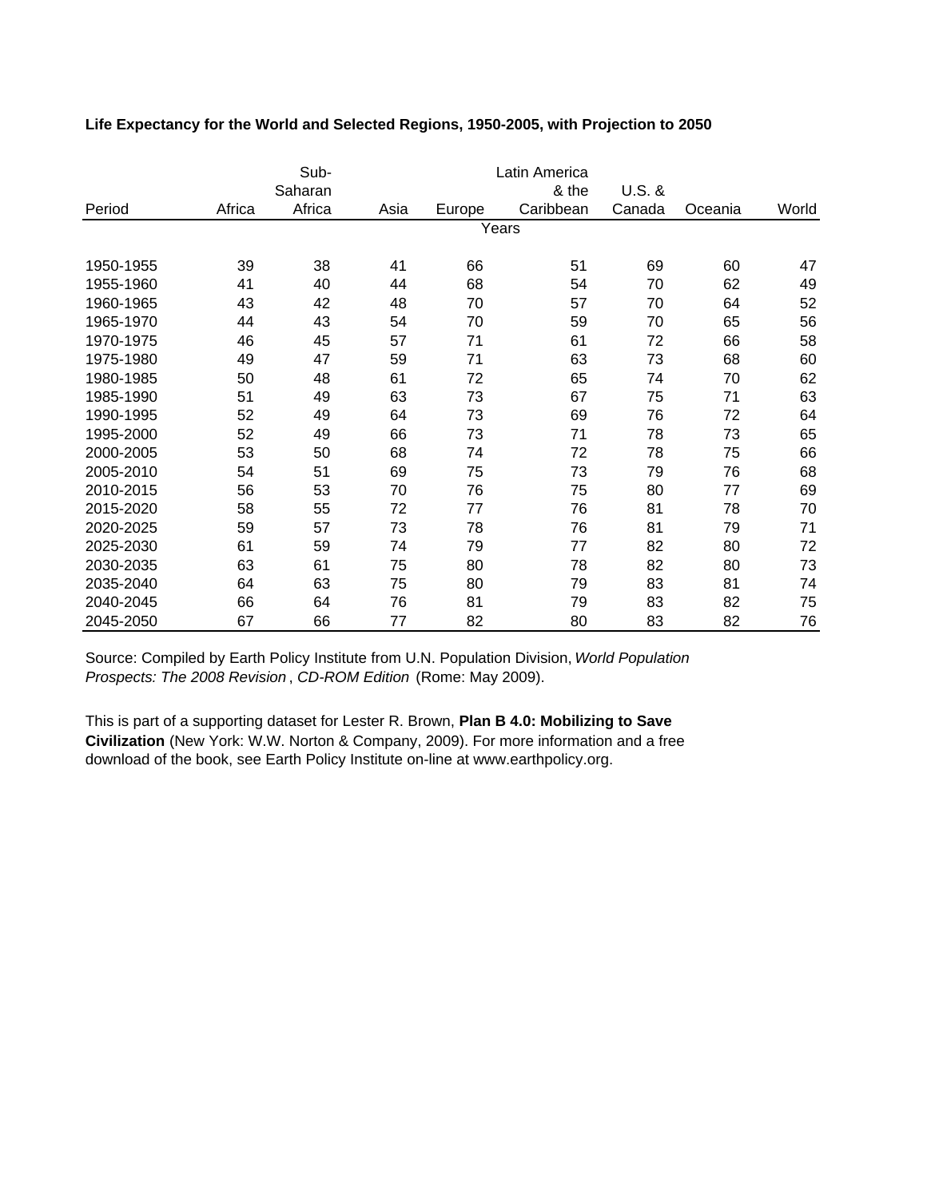**Life Expectancy for the World and Selected Regions, 1950-2005, with Projection to 2050**

| Period | Africa | Sub-Saharan Africa | Asia | Europe | Latin America & the Caribbean | U.S. & Canada | Oceania | World |
|---|---|---|---|---|---|---|---|---|
| | | | | | Years | | | |
| 1950-1955 | 39 | 38 | 41 | 66 | 51 | 69 | 60 | 47 |
| 1955-1960 | 41 | 40 | 44 | 68 | 54 | 70 | 62 | 49 |
| 1960-1965 | 43 | 42 | 48 | 70 | 57 | 70 | 64 | 52 |
| 1965-1970 | 44 | 43 | 54 | 70 | 59 | 70 | 65 | 56 |
| 1970-1975 | 46 | 45 | 57 | 71 | 61 | 72 | 66 | 58 |
| 1975-1980 | 49 | 47 | 59 | 71 | 63 | 73 | 68 | 60 |
| 1980-1985 | 50 | 48 | 61 | 72 | 65 | 74 | 70 | 62 |
| 1985-1990 | 51 | 49 | 63 | 73 | 67 | 75 | 71 | 63 |
| 1990-1995 | 52 | 49 | 64 | 73 | 69 | 76 | 72 | 64 |
| 1995-2000 | 52 | 49 | 66 | 73 | 71 | 78 | 73 | 65 |
| 2000-2005 | 53 | 50 | 68 | 74 | 72 | 78 | 75 | 66 |
| 2005-2010 | 54 | 51 | 69 | 75 | 73 | 79 | 76 | 68 |
| 2010-2015 | 56 | 53 | 70 | 76 | 75 | 80 | 77 | 69 |
| 2015-2020 | 58 | 55 | 72 | 77 | 76 | 81 | 78 | 70 |
| 2020-2025 | 59 | 57 | 73 | 78 | 76 | 81 | 79 | 71 |
| 2025-2030 | 61 | 59 | 74 | 79 | 77 | 82 | 80 | 72 |
| 2030-2035 | 63 | 61 | 75 | 80 | 78 | 82 | 80 | 73 |
| 2035-2040 | 64 | 63 | 75 | 80 | 79 | 83 | 81 | 74 |
| 2040-2045 | 66 | 64 | 76 | 81 | 79 | 83 | 82 | 75 |
| 2045-2050 | 67 | 66 | 77 | 82 | 80 | 83 | 82 | 76 |

Source: Compiled by Earth Policy Institute from U.N. Population Division, *World Population Prospects: The 2008 Revision*, *CD-ROM Edition* (Rome: May 2009).

This is part of a supporting dataset for Lester R. Brown, **Plan B 4.0: Mobilizing to Save Civilization** (New York: W.W. Norton & Company, 2009). For more information and a free download of the book, see Earth Policy Institute on-line at www.earthpolicy.org.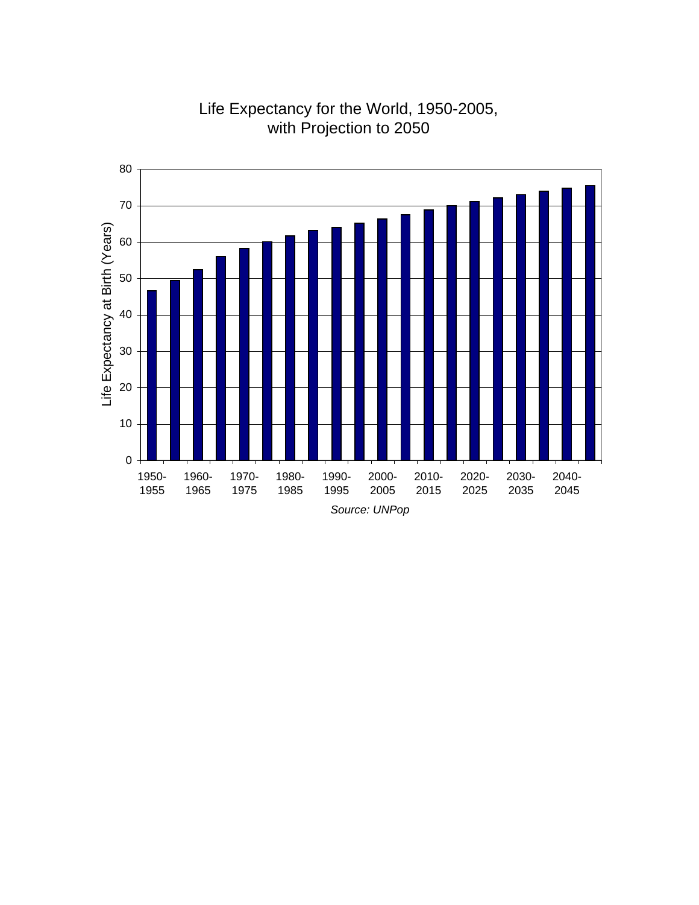Life Expectancy for the World, 1950-2005, with Projection to 2050

Life Expectancy at Birth (Years)

80
70
60
50
40
30
20
10
0

1950-1955 1960-1965 1970-1975 1980-1985 1990-1995 2000-2005 2010-2015 2020-2025 2030-2035 2040-2045

*Source: UNPop*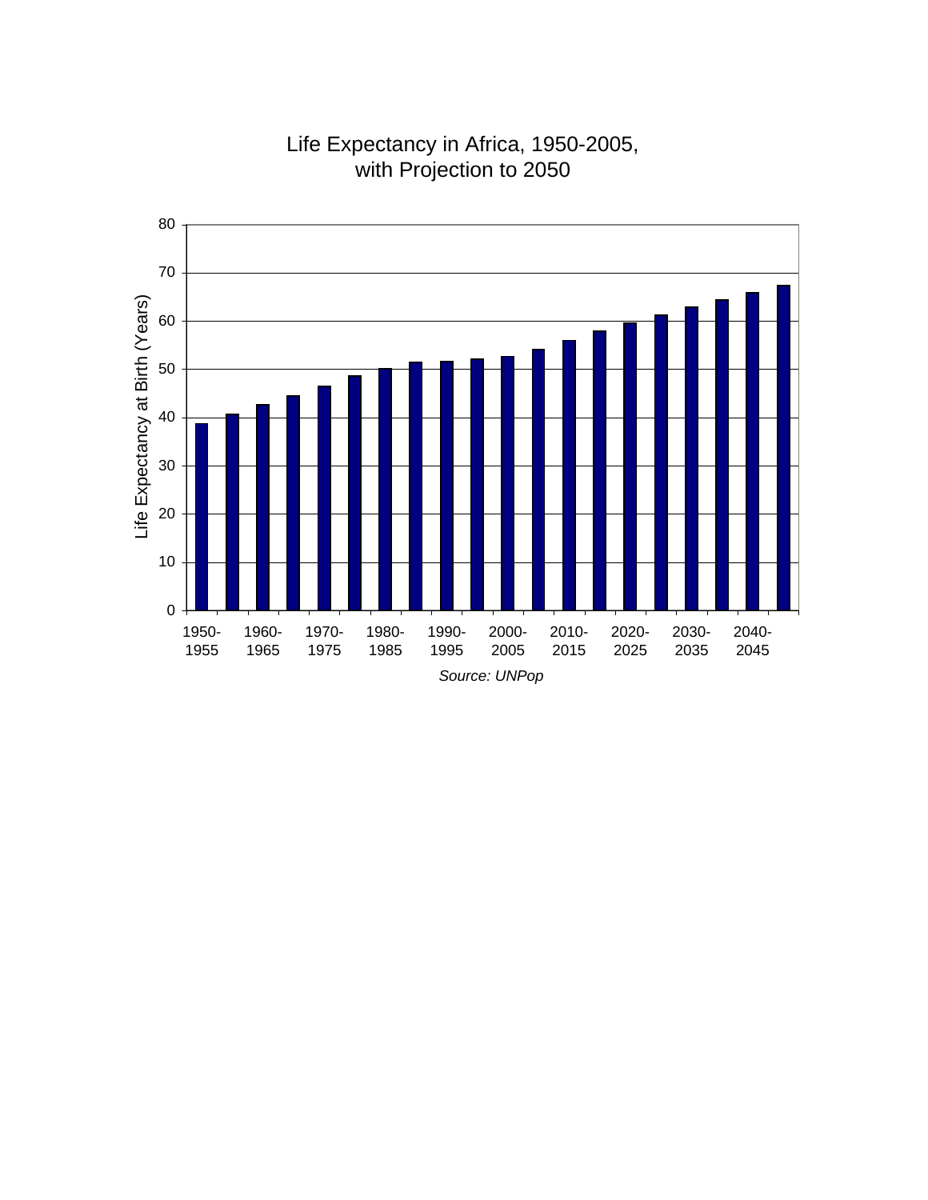Life Expectancy in Africa, 1950-2005, with Projection to 2050

Life Expectancy at Birth (Years)

80
70
60
50
40
30
20
10
0

1950-1955 1960-1965 1970-1975 1980-1985 1990-1995 2000-2005 2010-2015 2020-2025 2030-2035 2040-2045

*Source: UNPop*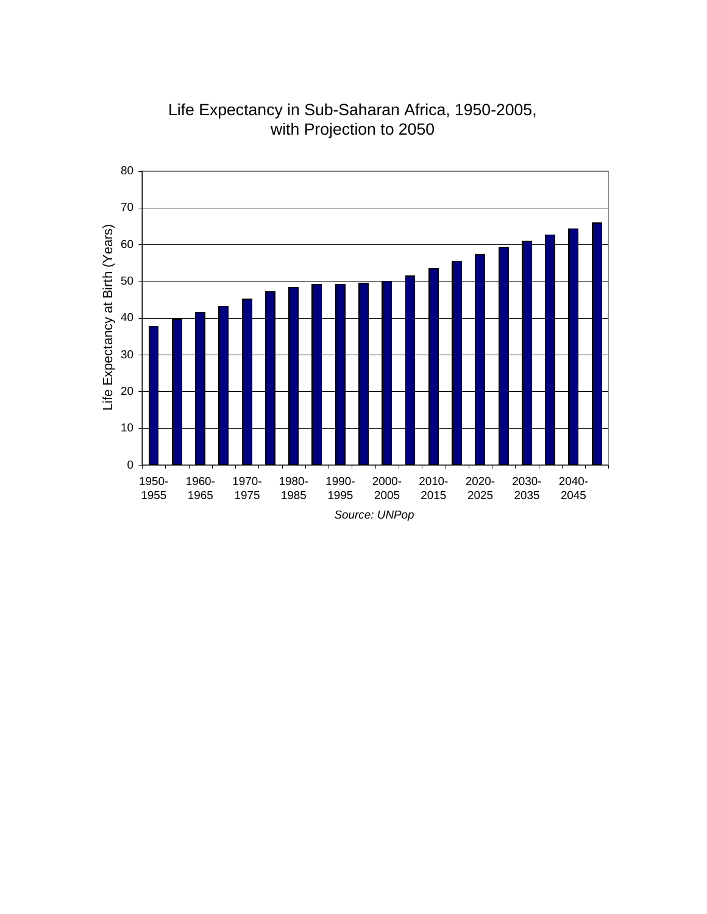Life Expectancy in Sub-Saharan Africa, 1950-2005, with Projection to 2050

| Period | Life Expectancy at Birth (Years) |
| --- | --- |
| 1950-1955 | ~37.8 |
| 1955-1960 | ~39.8 |
| 1960-1965 | ~41.6 |
| 1965-1970 | ~43.2 |
| 1970-1975 | ~45.2 |
| 1975-1980 | ~47.2 |
| 1980-1985 | ~48.4 |
| 1985-1990 | ~49.2 |
| 1990-1995 | ~49.2 |
| 1995-2000 | ~49.5 |
| 2000-2005 | ~50.0 |
| 2005-2010 | ~51.5 |
| 2010-2015 | ~53.5 |
| 2015-2020 | ~55.5 |
| 2020-2025 | ~57.3 |
| 2025-2030 | ~59.3 |
| 2030-2035 | ~61.0 |
| 2035-2040 | ~62.7 |
| 2040-2045 | ~64.3 |
| 2045-2050 | ~66.0 |

*Source: UNPop*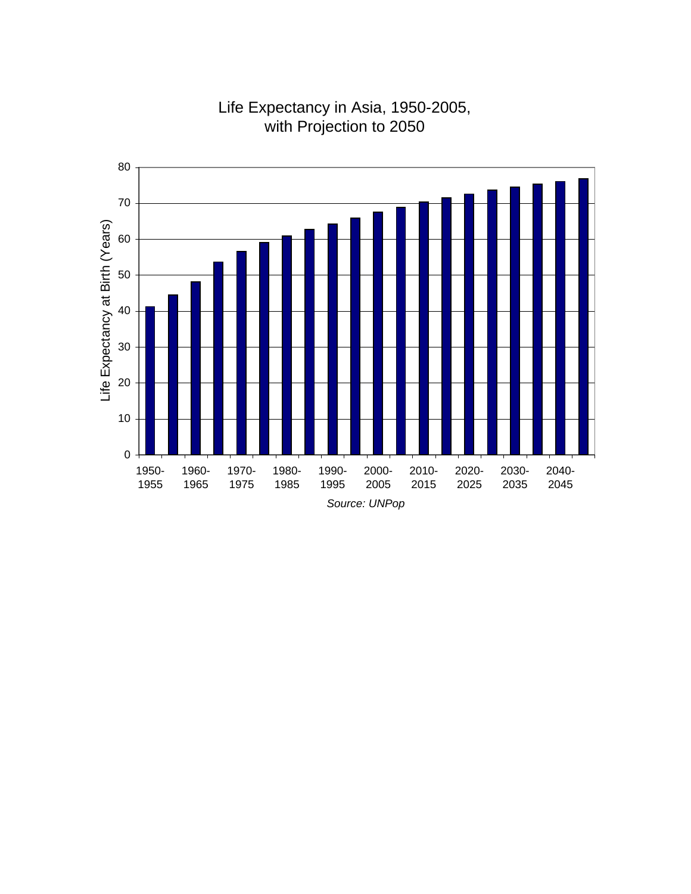Life Expectancy in Asia, 1950-2005, with Projection to 2050

Source: UNPop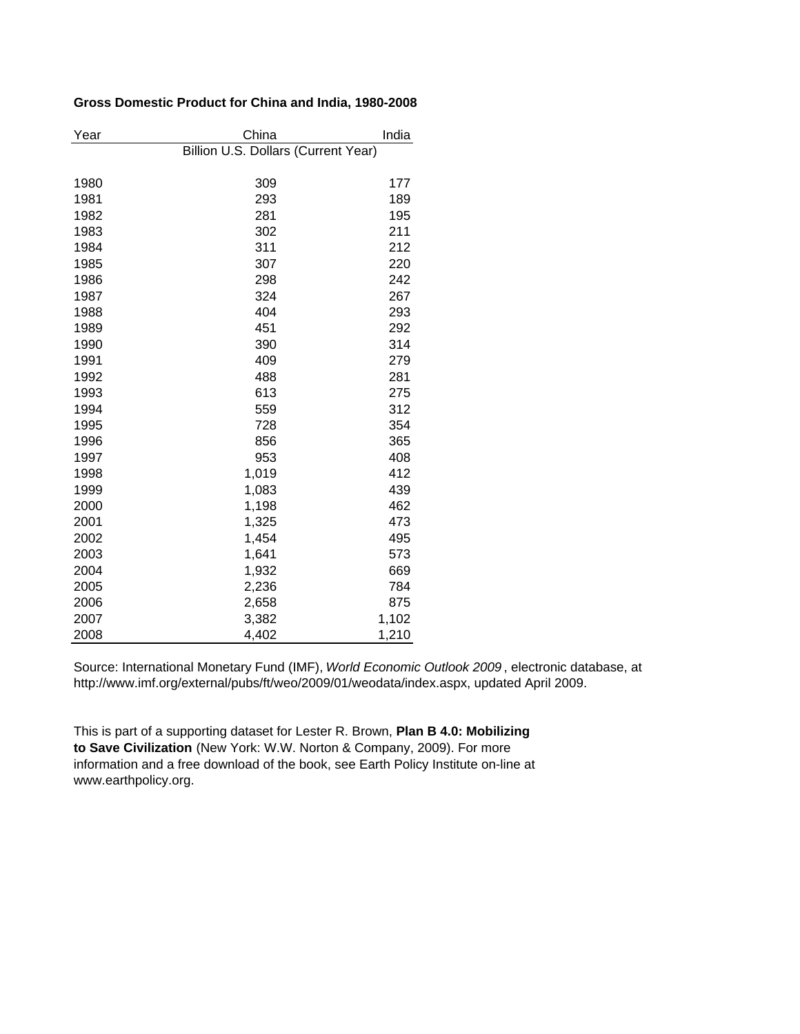**Gross Domestic Product for China and India, 1980-2008**

| Year | China | India |
|---|---|---|
| | Billion U.S. Dollars (Current Year) | |
| 1980 | 309 | 177 |
| 1981 | 293 | 189 |
| 1982 | 281 | 195 |
| 1983 | 302 | 211 |
| 1984 | 311 | 212 |
| 1985 | 307 | 220 |
| 1986 | 298 | 242 |
| 1987 | 324 | 267 |
| 1988 | 404 | 293 |
| 1989 | 451 | 292 |
| 1990 | 390 | 314 |
| 1991 | 409 | 279 |
| 1992 | 488 | 281 |
| 1993 | 613 | 275 |
| 1994 | 559 | 312 |
| 1995 | 728 | 354 |
| 1996 | 856 | 365 |
| 1997 | 953 | 408 |
| 1998 | 1,019 | 412 |
| 1999 | 1,083 | 439 |
| 2000 | 1,198 | 462 |
| 2001 | 1,325 | 473 |
| 2002 | 1,454 | 495 |
| 2003 | 1,641 | 573 |
| 2004 | 1,932 | 669 |
| 2005 | 2,236 | 784 |
| 2006 | 2,658 | 875 |
| 2007 | 3,382 | 1,102 |
| 2008 | 4,402 | 1,210 |

Source: International Monetary Fund (IMF), *World Economic Outlook 2009* , electronic database, at http://www.imf.org/external/pubs/ft/weo/2009/01/weodata/index.aspx, updated April 2009.

This is part of a supporting dataset for Lester R. Brown, **Plan B 4.0: Mobilizing to Save Civilization** (New York: W.W. Norton & Company, 2009). For more information and a free download of the book, see Earth Policy Institute on-line at www.earthpolicy.org.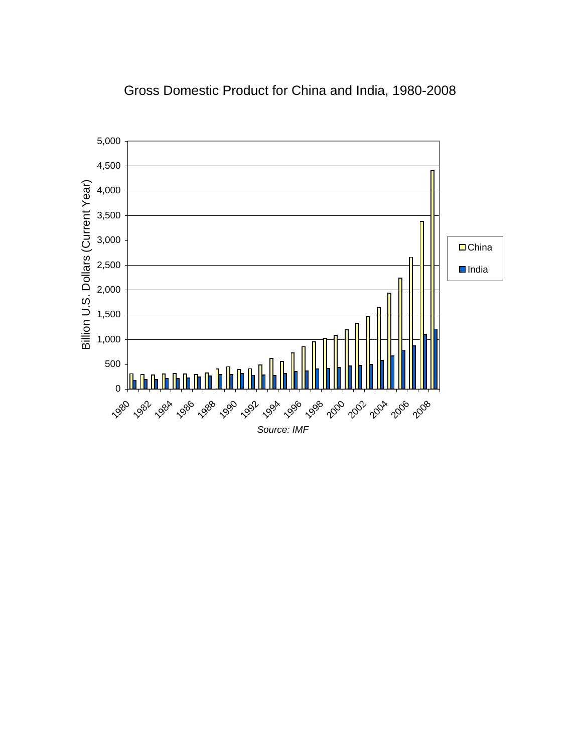Gross Domestic Product for China and India, 1980-2008

Billion U.S. Dollars (Current Year)

5,000
4,500
4,000
3,500
3,000
2,500
2,000
1,500
1,000
500
0

1980 1982 1984 1986 1988 1990 1992 1994 1996 1998 2000 2002 2004 2006 2008

China
India

*Source: IMF*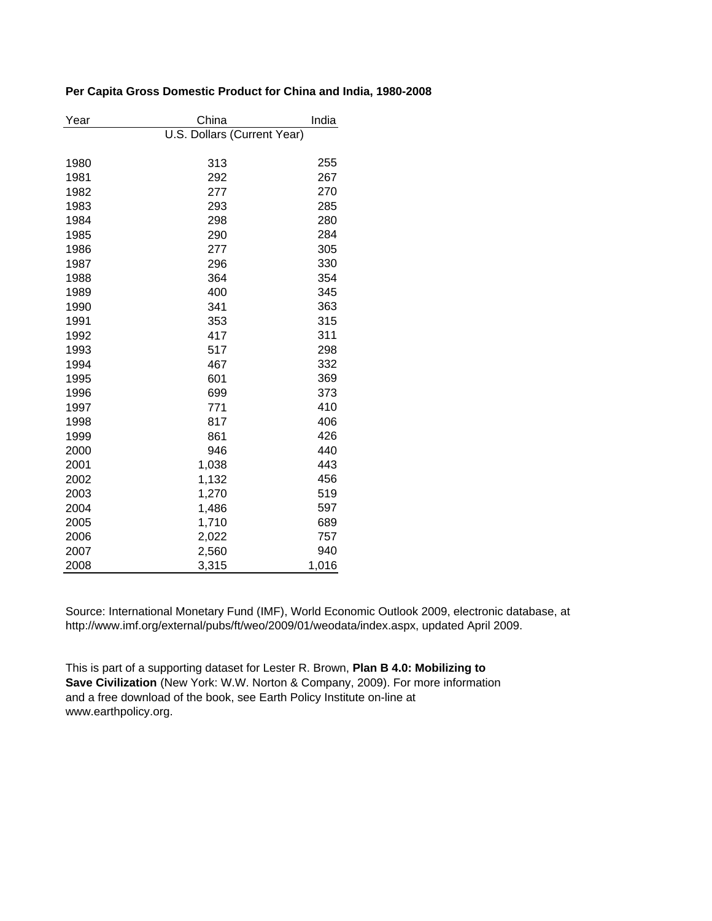**Per Capita Gross Domestic Product for China and India, 1980-2008**

| Year | China | India |
|---|---|---|
| | U.S. Dollars (Current Year) | |
| 1980 | 313 | 255 |
| 1981 | 292 | 267 |
| 1982 | 277 | 270 |
| 1983 | 293 | 285 |
| 1984 | 298 | 280 |
| 1985 | 290 | 284 |
| 1986 | 277 | 305 |
| 1987 | 296 | 330 |
| 1988 | 364 | 354 |
| 1989 | 400 | 345 |
| 1990 | 341 | 363 |
| 1991 | 353 | 315 |
| 1992 | 417 | 311 |
| 1993 | 517 | 298 |
| 1994 | 467 | 332 |
| 1995 | 601 | 369 |
| 1996 | 699 | 373 |
| 1997 | 771 | 410 |
| 1998 | 817 | 406 |
| 1999 | 861 | 426 |
| 2000 | 946 | 440 |
| 2001 | 1,038 | 443 |
| 2002 | 1,132 | 456 |
| 2003 | 1,270 | 519 |
| 2004 | 1,486 | 597 |
| 2005 | 1,710 | 689 |
| 2006 | 2,022 | 757 |
| 2007 | 2,560 | 940 |
| 2008 | 3,315 | 1,016 |

Source: International Monetary Fund (IMF), World Economic Outlook 2009, electronic database, at http://www.imf.org/external/pubs/ft/weo/2009/01/weodata/index.aspx, updated April 2009.

This is part of a supporting dataset for Lester R. Brown, **Plan B 4.0: Mobilizing to Save Civilization** (New York: W.W. Norton & Company, 2009). For more information and a free download of the book, see Earth Policy Institute on-line at www.earthpolicy.org.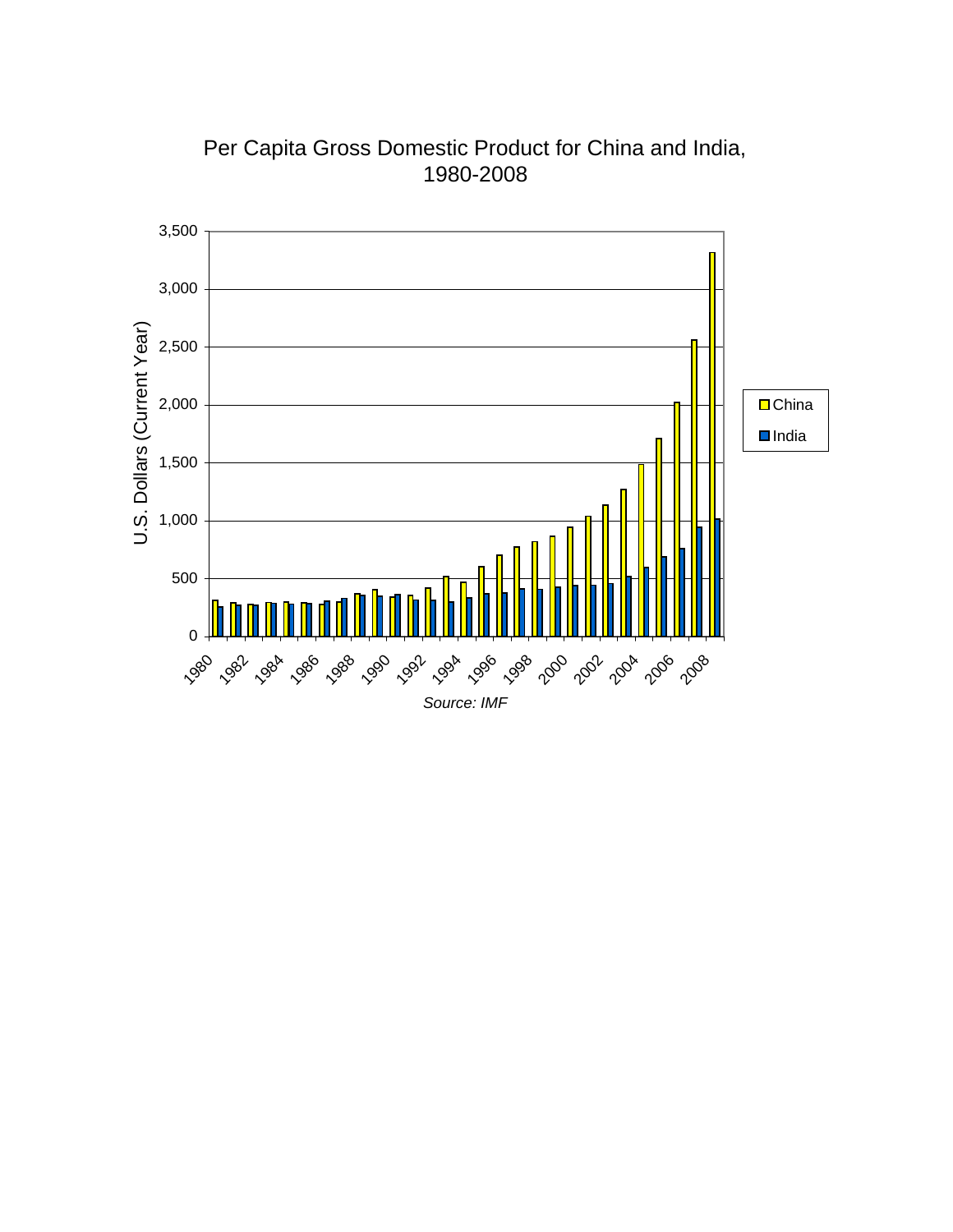Per Capita Gross Domestic Product for China and India, 1980-2008

U.S. Dollars (Current Year)

3,500
3,000
2,500
2,000
1,500
1,000
500
0

1980 1982 1984 1986 1988 1990 1992 1994 1996 1998 2000 2002 2004 2006 2008

China
India

*Source: IMF*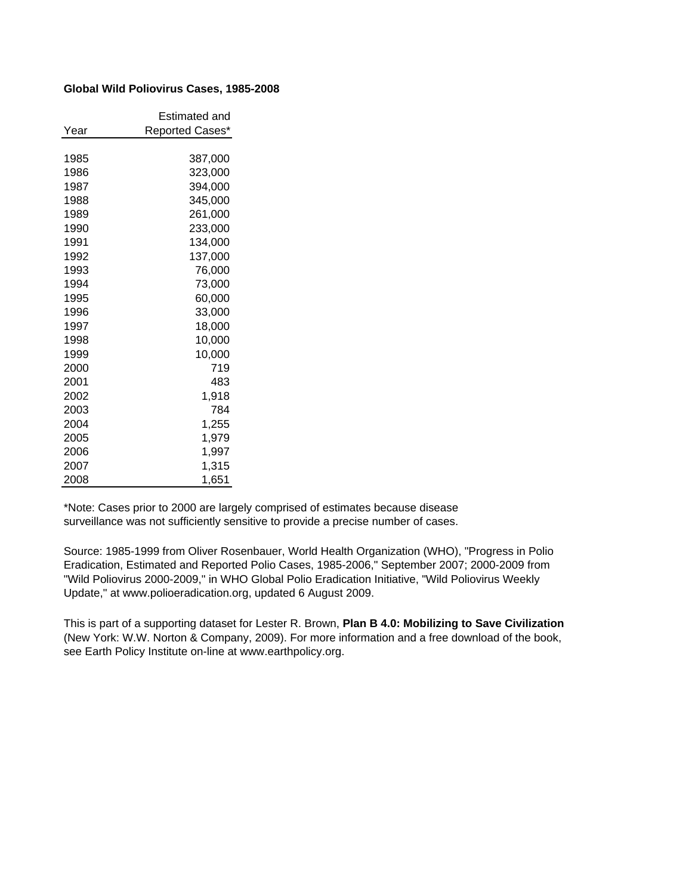**Global Wild Poliovirus Cases, 1985-2008**

| Year | Estimated and Reported Cases* |
|---|---|
| 1985 | 387,000 |
| 1986 | 323,000 |
| 1987 | 394,000 |
| 1988 | 345,000 |
| 1989 | 261,000 |
| 1990 | 233,000 |
| 1991 | 134,000 |
| 1992 | 137,000 |
| 1993 | 76,000 |
| 1994 | 73,000 |
| 1995 | 60,000 |
| 1996 | 33,000 |
| 1997 | 18,000 |
| 1998 | 10,000 |
| 1999 | 10,000 |
| 2000 | 719 |
| 2001 | 483 |
| 2002 | 1,918 |
| 2003 | 784 |
| 2004 | 1,255 |
| 2005 | 1,979 |
| 2006 | 1,997 |
| 2007 | 1,315 |
| 2008 | 1,651 |

*Note: Cases prior to 2000 are largely comprised of estimates because disease surveillance was not sufficiently sensitive to provide a precise number of cases.

Source: 1985-1999 from Oliver Rosenbauer, World Health Organization (WHO), "Progress in Polio Eradication, Estimated and Reported Polio Cases, 1985-2006," September 2007; 2000-2009 from "Wild Poliovirus 2000-2009," in WHO Global Polio Eradication Initiative, "Wild Poliovirus Weekly Update," at www.polioeradication.org, updated 6 August 2009.

This is part of a supporting dataset for Lester R. Brown, **Plan B 4.0: Mobilizing to Save Civilization** (New York: W.W. Norton & Company, 2009). For more information and a free download of the book, see Earth Policy Institute on-line at www.earthpolicy.org.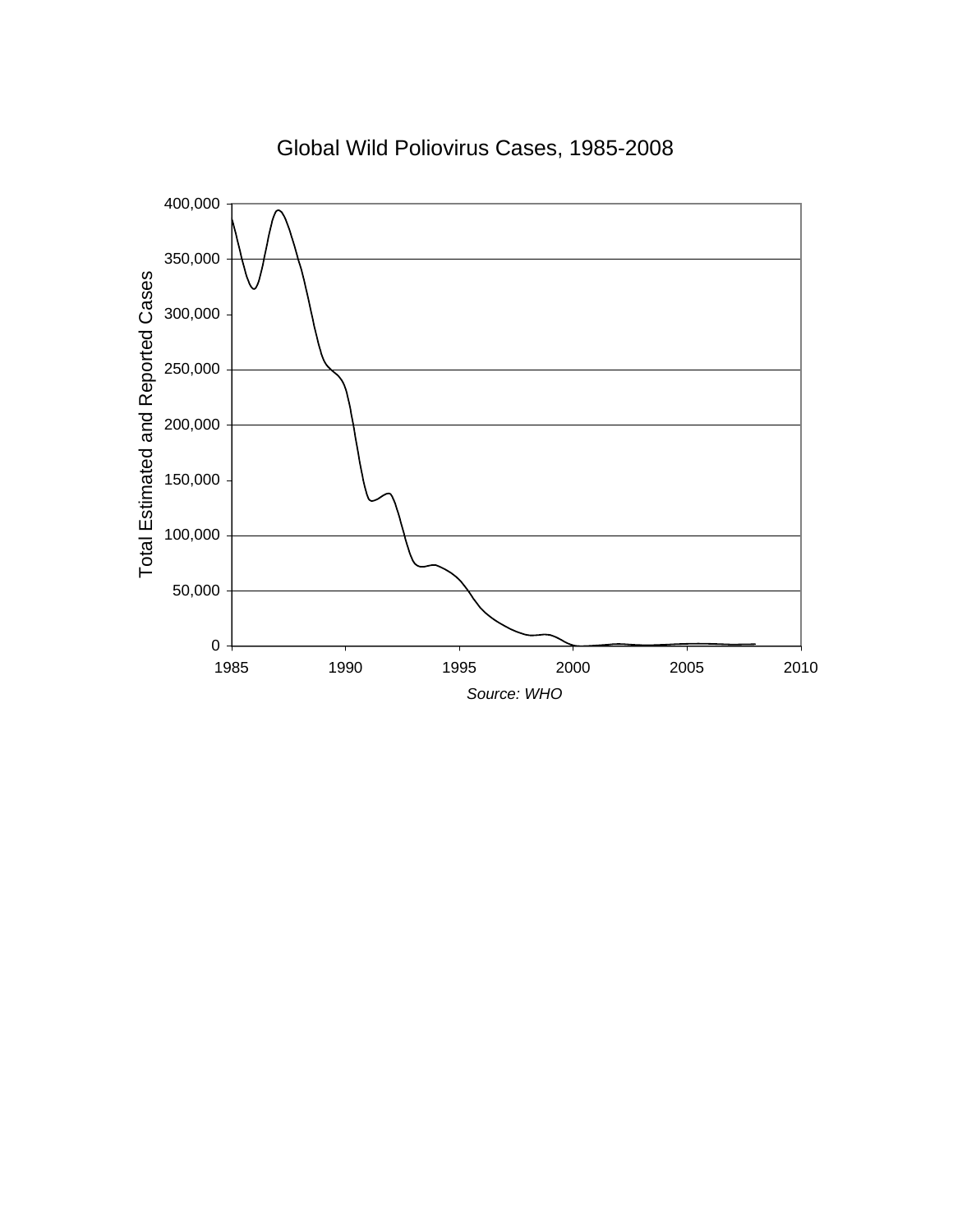Global Wild Poliovirus Cases, 1985-2008

Total Estimated and Reported Cases

400,000
350,000
300,000
250,000
200,000
150,000
100,000
50,000
0

1985 1990 1995 2000 2005 2010

*Source: WHO*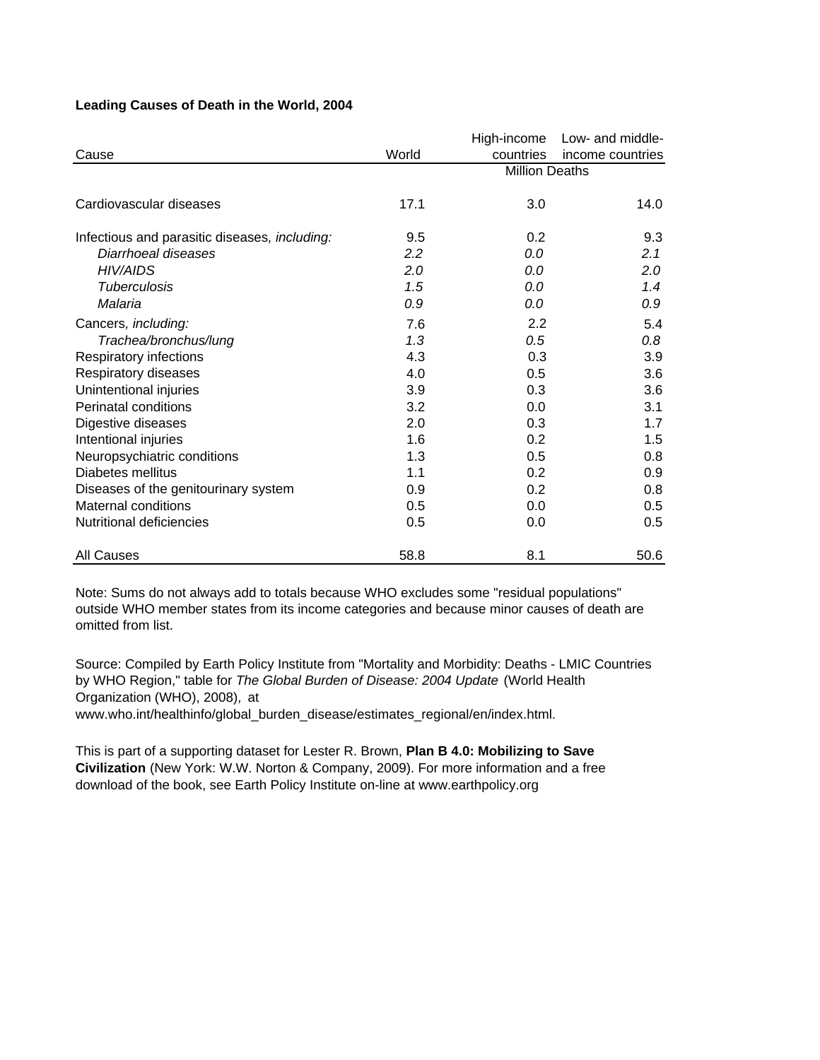**Leading Causes of Death in the World, 2004**

| Cause | World | High-income countries | Low- and middle-income countries |
|---|---|---|---|
| | | Million Deaths | |
| Cardiovascular diseases | 17.1 | 3.0 | 14.0 |
| Infectious and parasitic diseases*, including:* | 9.5 | 0.2 | 9.3 |
| *Diarrhoeal diseases* | *2.2* | *0.0* | *2.1* |
| *HIV/AIDS* | *2.0* | *0.0* | *2.0* |
| *Tuberculosis* | *1.5* | *0.0* | *1.4* |
| *Malaria* | *0.9* | *0.0* | *0.9* |
| Cancers*, including:* | 7.6 | 2.2 | 5.4 |
| *Trachea/bronchus/lung* | *1.3* | *0.5* | *0.8* |
| Respiratory infections | 4.3 | 0.3 | 3.9 |
| Respiratory diseases | 4.0 | 0.5 | 3.6 |
| Unintentional injuries | 3.9 | 0.3 | 3.6 |
| Perinatal conditions | 3.2 | 0.0 | 3.1 |
| Digestive diseases | 2.0 | 0.3 | 1.7 |
| Intentional injuries | 1.6 | 0.2 | 1.5 |
| Neuropsychiatric conditions | 1.3 | 0.5 | 0.8 |
| Diabetes mellitus | 1.1 | 0.2 | 0.9 |
| Diseases of the genitourinary system | 0.9 | 0.2 | 0.8 |
| Maternal conditions | 0.5 | 0.0 | 0.5 |
| Nutritional deficiencies | 0.5 | 0.0 | 0.5 |
| All Causes | 58.8 | 8.1 | 50.6 |

Note: Sums do not always add to totals because WHO excludes some "residual populations" outside WHO member states from its income categories and because minor causes of death are omitted from list.

Source: Compiled by Earth Policy Institute from "Mortality and Morbidity: Deaths - LMIC Countries by WHO Region," table for *The Global Burden of Disease: 2004 Update* (World Health Organization (WHO), 2008), at www.who.int/healthinfo/global_burden_disease/estimates_regional/en/index.html.

This is part of a supporting dataset for Lester R. Brown, **Plan B 4.0: Mobilizing to Save Civilization** (New York: W.W. Norton & Company, 2009). For more information and a free download of the book, see Earth Policy Institute on-line at www.earthpolicy.org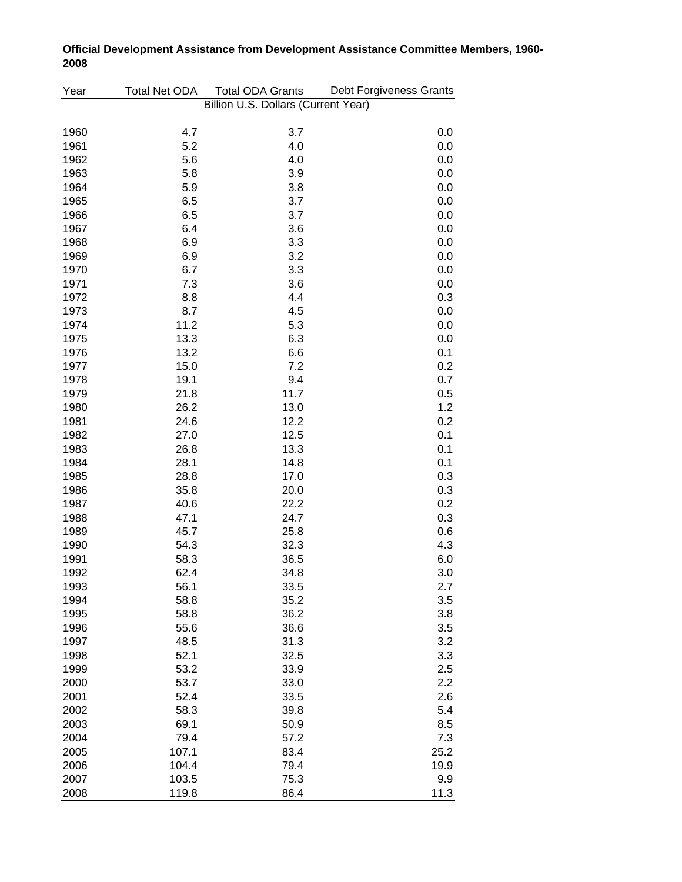**Official Development Assistance from Development Assistance Committee Members, 1960-2008**

| Year | Total Net ODA | Total ODA Grants | Debt Forgiveness Grants |
|---|---|---|---|
| | Billion U.S. Dollars (Current Year) | | |
| 1960 | 4.7 | 3.7 | 0.0 |
| 1961 | 5.2 | 4.0 | 0.0 |
| 1962 | 5.6 | 4.0 | 0.0 |
| 1963 | 5.8 | 3.9 | 0.0 |
| 1964 | 5.9 | 3.8 | 0.0 |
| 1965 | 6.5 | 3.7 | 0.0 |
| 1966 | 6.5 | 3.7 | 0.0 |
| 1967 | 6.4 | 3.6 | 0.0 |
| 1968 | 6.9 | 3.3 | 0.0 |
| 1969 | 6.9 | 3.2 | 0.0 |
| 1970 | 6.7 | 3.3 | 0.0 |
| 1971 | 7.3 | 3.6 | 0.0 |
| 1972 | 8.8 | 4.4 | 0.3 |
| 1973 | 8.7 | 4.5 | 0.0 |
| 1974 | 11.2 | 5.3 | 0.0 |
| 1975 | 13.3 | 6.3 | 0.0 |
| 1976 | 13.2 | 6.6 | 0.1 |
| 1977 | 15.0 | 7.2 | 0.2 |
| 1978 | 19.1 | 9.4 | 0.7 |
| 1979 | 21.8 | 11.7 | 0.5 |
| 1980 | 26.2 | 13.0 | 1.2 |
| 1981 | 24.6 | 12.2 | 0.2 |
| 1982 | 27.0 | 12.5 | 0.1 |
| 1983 | 26.8 | 13.3 | 0.1 |
| 1984 | 28.1 | 14.8 | 0.1 |
| 1985 | 28.8 | 17.0 | 0.3 |
| 1986 | 35.8 | 20.0 | 0.3 |
| 1987 | 40.6 | 22.2 | 0.2 |
| 1988 | 47.1 | 24.7 | 0.3 |
| 1989 | 45.7 | 25.8 | 0.6 |
| 1990 | 54.3 | 32.3 | 4.3 |
| 1991 | 58.3 | 36.5 | 6.0 |
| 1992 | 62.4 | 34.8 | 3.0 |
| 1993 | 56.1 | 33.5 | 2.7 |
| 1994 | 58.8 | 35.2 | 3.5 |
| 1995 | 58.8 | 36.2 | 3.8 |
| 1996 | 55.6 | 36.6 | 3.5 |
| 1997 | 48.5 | 31.3 | 3.2 |
| 1998 | 52.1 | 32.5 | 3.3 |
| 1999 | 53.2 | 33.9 | 2.5 |
| 2000 | 53.7 | 33.0 | 2.2 |
| 2001 | 52.4 | 33.5 | 2.6 |
| 2002 | 58.3 | 39.8 | 5.4 |
| 2003 | 69.1 | 50.9 | 8.5 |
| 2004 | 79.4 | 57.2 | 7.3 |
| 2005 | 107.1 | 83.4 | 25.2 |
| 2006 | 104.4 | 79.4 | 19.9 |
| 2007 | 103.5 | 75.3 | 9.9 |
| 2008 | 119.8 | 86.4 | 11.3 |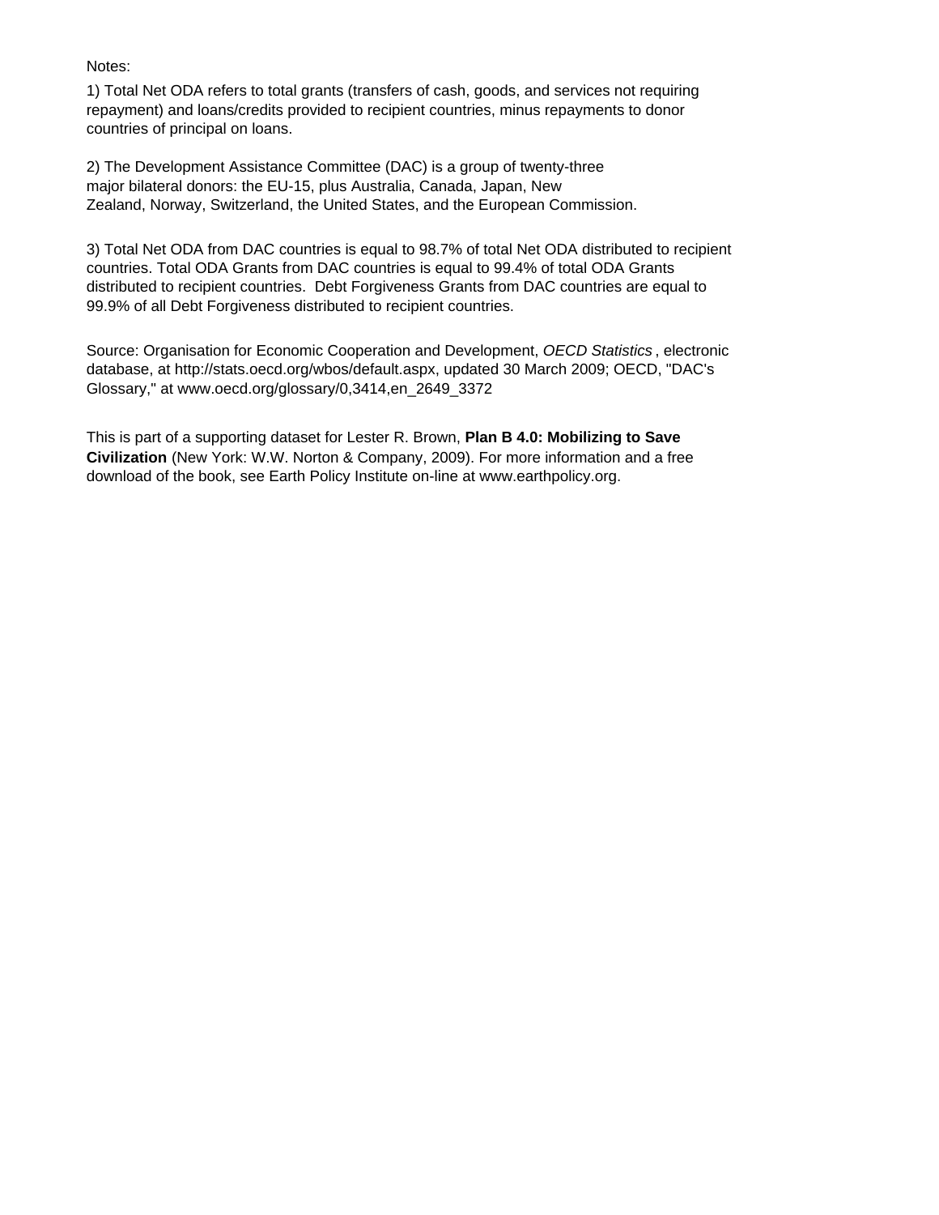Notes:

1) Total Net ODA refers to total grants (transfers of cash, goods, and services not requiring repayment) and loans/credits provided to recipient countries, minus repayments to donor countries of principal on loans.

2) The Development Assistance Committee (DAC) is a group of twenty-three major bilateral donors: the EU-15, plus Australia, Canada, Japan, New Zealand, Norway, Switzerland, the United States, and the European Commission.

3) Total Net ODA from DAC countries is equal to 98.7% of total Net ODA distributed to recipient countries. Total ODA Grants from DAC countries is equal to 99.4% of total ODA Grants distributed to recipient countries. Debt Forgiveness Grants from DAC countries are equal to 99.9% of all Debt Forgiveness distributed to recipient countries.

Source: Organisation for Economic Cooperation and Development, *OECD Statistics* , electronic database, at http://stats.oecd.org/wbos/default.aspx, updated 30 March 2009; OECD, "DAC's Glossary," at www.oecd.org/glossary/0,3414,en_2649_3372

This is part of a supporting dataset for Lester R. Brown, **Plan B 4.0: Mobilizing to Save Civilization** (New York: W.W. Norton & Company, 2009). For more information and a free download of the book, see Earth Policy Institute on-line at www.earthpolicy.org.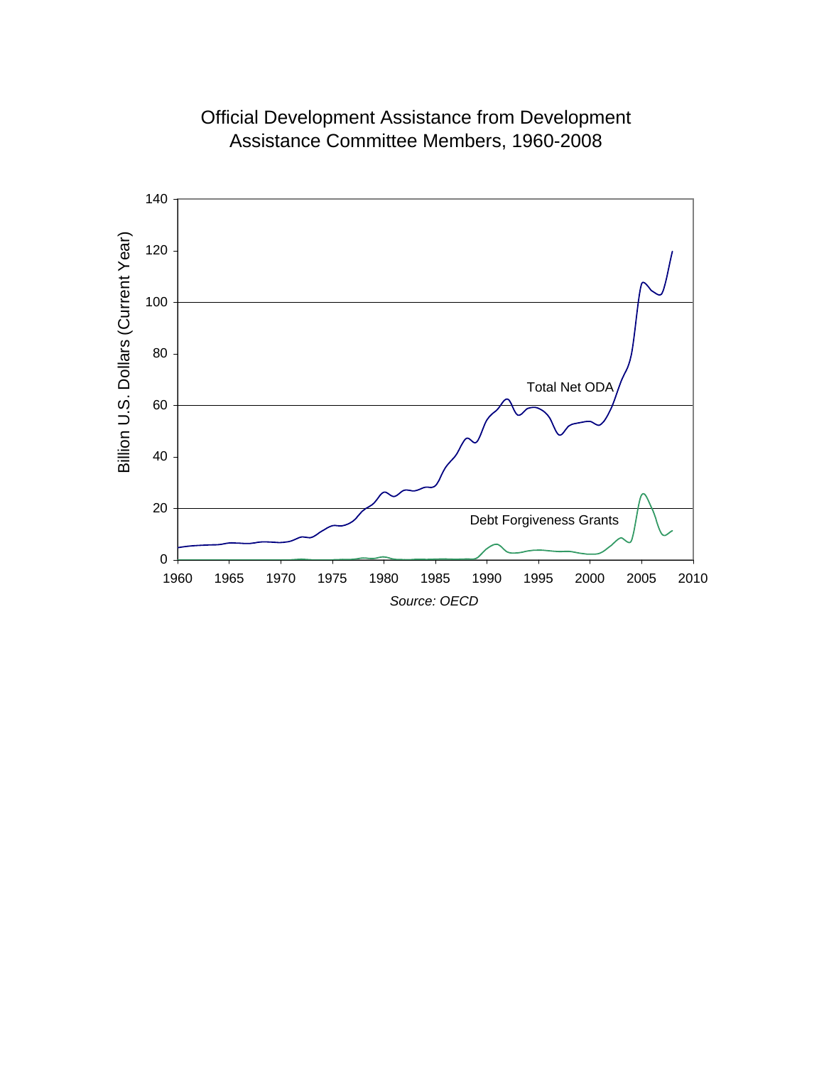Official Development Assistance from Development Assistance Committee Members, 1960-2008

Source: OECD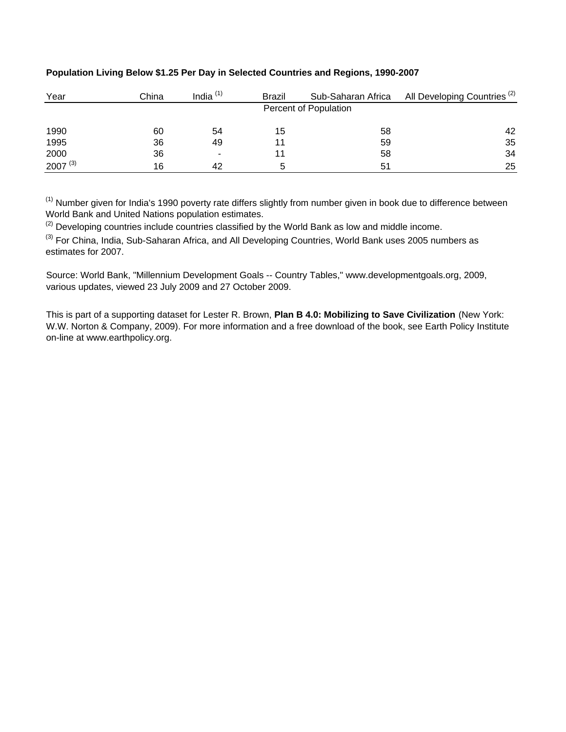**Population Living Below $1.25 Per Day in Selected Countries and Regions, 1990-2007**

| Year | China | India [1] | Brazil | Sub-Saharan Africa | All Developing Countries [2] |
|---|---|---|---|---|---|
| | Percent of Population | | | | |
| 1990 | 60 | 54 | 15 | 58 | 42 |
| 1995 | 36 | 49 | 11 | 59 | 35 |
| 2000 | 36 | - | 11 | 58 | 34 |
| 2007 [3] | 16 | 42 | 5 | 51 | 25 |

[1] Number given for India's 1990 poverty rate differs slightly from number given in book due to difference between World Bank and United Nations population estimates.

[2] Developing countries include countries classified by the World Bank as low and middle income.

[3] For China, India, Sub-Saharan Africa, and All Developing Countries, World Bank uses 2005 numbers as estimates for 2007.

Source: World Bank, "Millennium Development Goals -- Country Tables," www.developmentgoals.org, 2009, various updates, viewed 23 July 2009 and 27 October 2009.

This is part of a supporting dataset for Lester R. Brown, **Plan B 4.0: Mobilizing to Save Civilization** (New York: W.W. Norton & Company, 2009). For more information and a free download of the book, see Earth Policy Institute on-line at www.earthpolicy.org.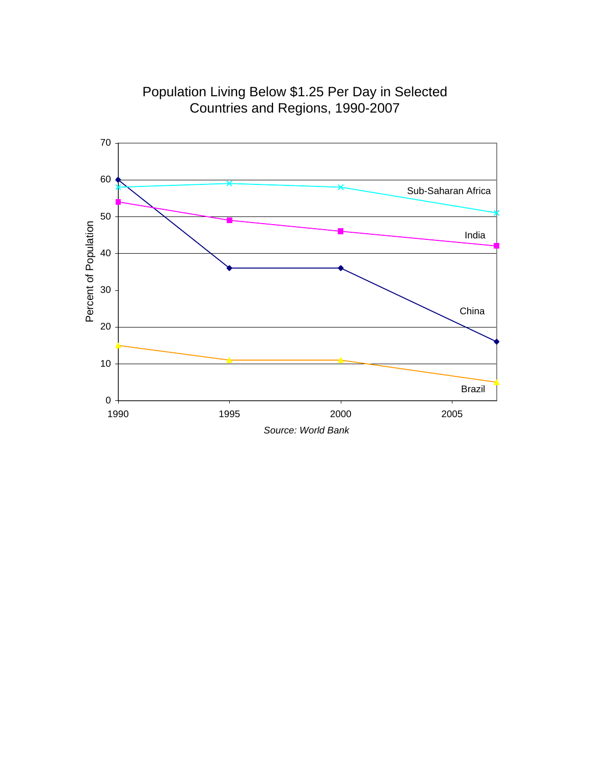## Population Living Below $1.25 Per Day in Selected Countries and Regions, 1990-2007

*Source: World Bank*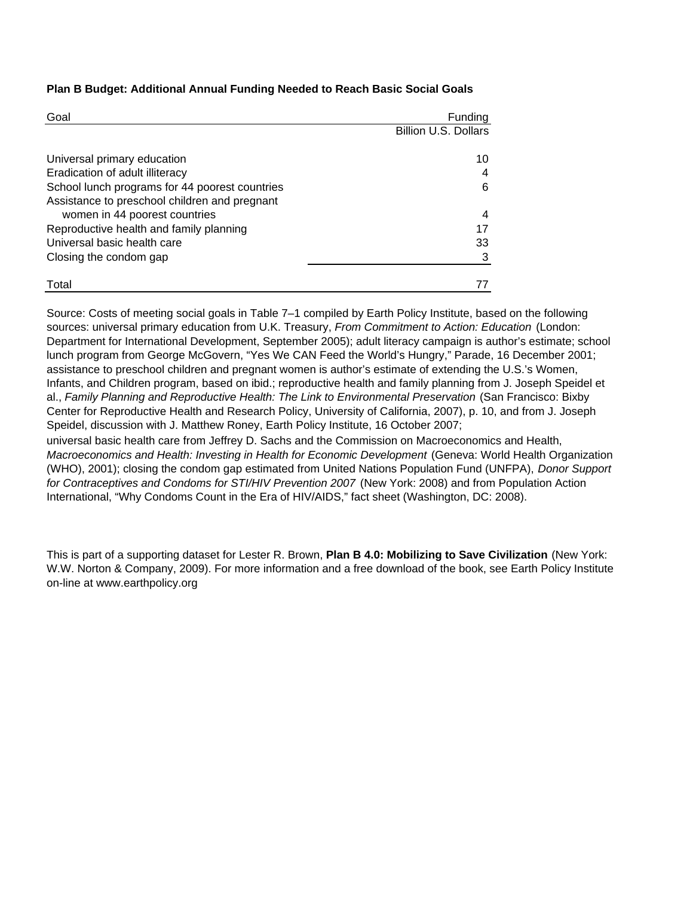**Plan B Budget: Additional Annual Funding Needed to Reach Basic Social Goals**

| Goal | Funding |
|---|---|
| | Billion U.S. Dollars |
| Universal primary education | 10 |
| Eradication of adult illiteracy | 4 |
| School lunch programs for 44 poorest countries | 6 |
| Assistance to preschool children and pregnant women in 44 poorest countries | 4 |
| Reproductive health and family planning | 17 |
| Universal basic health care | 33 |
| Closing the condom gap | 3 |
| Total | 77 |

Source: Costs of meeting social goals in Table 7–1 compiled by Earth Policy Institute, based on the following sources: universal primary education from U.K. Treasury, *From Commitment to Action: Education* (London: Department for International Development, September 2005); adult literacy campaign is author's estimate; school lunch program from George McGovern, "Yes We CAN Feed the World's Hungry," Parade, 16 December 2001; assistance to preschool children and pregnant women is author's estimate of extending the U.S.'s Women, Infants, and Children program, based on ibid.; reproductive health and family planning from J. Joseph Speidel et al., *Family Planning and Reproductive Health: The Link to Environmental Preservation* (San Francisco: Bixby Center for Reproductive Health and Research Policy, University of California, 2007), p. 10, and from J. Joseph Speidel, discussion with J. Matthew Roney, Earth Policy Institute, 16 October 2007; universal basic health care from Jeffrey D. Sachs and the Commission on Macroeconomics and Health, *Macroeconomics and Health: Investing in Health for Economic Development* (Geneva: World Health Organization (WHO), 2001); closing the condom gap estimated from United Nations Population Fund (UNFPA), *Donor Support for Contraceptives and Condoms for STI/HIV Prevention 2007* (New York: 2008) and from Population Action International, "Why Condoms Count in the Era of HIV/AIDS," fact sheet (Washington, DC: 2008).

This is part of a supporting dataset for Lester R. Brown, **Plan B 4.0: Mobilizing to Save Civilization** (New York: W.W. Norton & Company, 2009). For more information and a free download of the book, see Earth Policy Institute on-line at www.earthpolicy.org